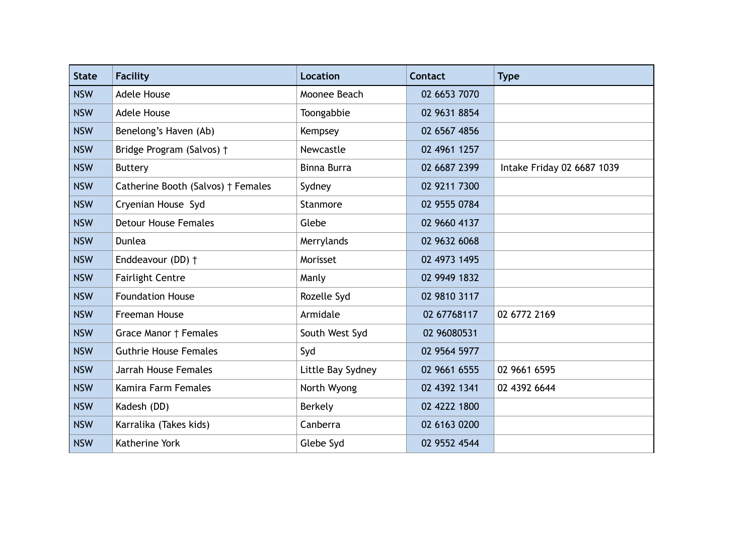| State | Facility | Location | Contact | Type |
|---|---|---|---|---|
| NSW | Adele House | Moonee Beach | 02 6653 7070 | |
| NSW | Adele House | Toongabbie | 02 9631 8854 | |
| NSW | Benelong's Haven (Ab) | Kempsey | 02 6567 4856 | |
| NSW | Bridge Program (Salvos) † | Newcastle | 02 4961 1257 | |
| NSW | Buttery | Binna Burra | 02 6687 2399 | Intake Friday 02 6687 1039 |
| NSW | Catherine Booth (Salvos) † Females | Sydney | 02 9211 7300 | |
| NSW | Cryenian House Syd | Stanmore | 02 9555 0784 | |
| NSW | Detour House Females | Glebe | 02 9660 4137 | |
| NSW | Dunlea | Merrylands | 02 9632 6068 | |
| NSW | Enddeavour (DD) † | Morisset | 02 4973 1495 | |
| NSW | Fairlight Centre | Manly | 02 9949 1832 | |
| NSW | Foundation House | Rozelle Syd | 02 9810 3117 | |
| NSW | Freeman House | Armidale | 02 67768117 | 02 6772 2169 |
| NSW | Grace Manor † Females | South West Syd | 02 96080531 | |
| NSW | Guthrie House Females | Syd | 02 9564 5977 | |
| NSW | Jarrah House Females | Little Bay Sydney | 02 9661 6555 | 02 9661 6595 |
| NSW | Kamira Farm Females | North Wyong | 02 4392 1341 | 02 4392 6644 |
| NSW | Kadesh (DD) | Berkely | 02 4222 1800 | |
| NSW | Karralika (Takes kids) | Canberra | 02 6163 0200 | |
| NSW | Katherine York | Glebe Syd | 02 9552 4544 | |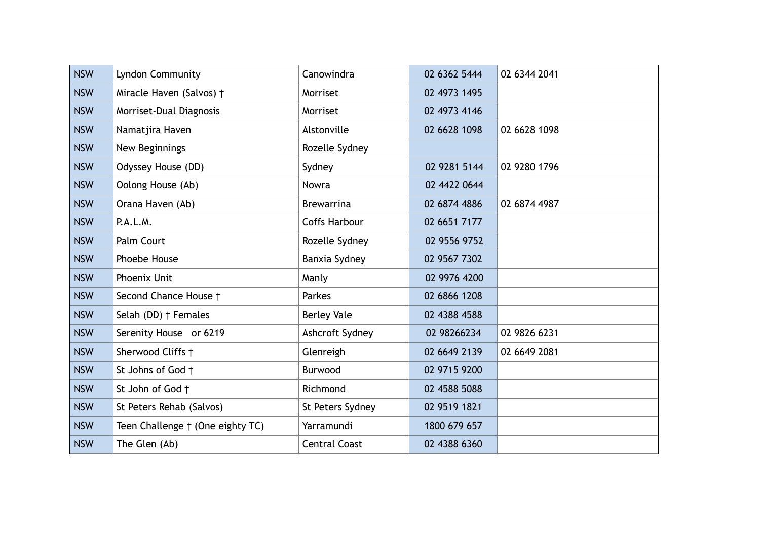| | | | | |
|---|---|---|---|---|
| NSW | Lyndon Community | Canowindra | 02 6362 5444 | 02 6344 2041 |
| NSW | Miracle Haven (Salvos) † | Morriset | 02 4973 1495 | |
| NSW | Morriset-Dual Diagnosis | Morriset | 02 4973 4146 | |
| NSW | Namatjira Haven | Alstonville | 02 6628 1098 | 02 6628 1098 |
| NSW | New Beginnings | Rozelle Sydney | | |
| NSW | Odyssey House (DD) | Sydney | 02 9281 5144 | 02 9280 1796 |
| NSW | Oolong House (Ab) | Nowra | 02 4422 0644 | |
| NSW | Orana Haven (Ab) | Brewarrina | 02 6874 4886 | 02 6874 4987 |
| NSW | P.A.L.M. | Coffs Harbour | 02 6651 7177 | |
| NSW | Palm Court | Rozelle Sydney | 02 9556 9752 | |
| NSW | Phoebe House | Banxia Sydney | 02 9567 7302 | |
| NSW | Phoenix Unit | Manly | 02 9976 4200 | |
| NSW | Second Chance House † | Parkes | 02 6866 1208 | |
| NSW | Selah (DD) † Females | Berley Vale | 02 4388 4588 | |
| NSW | Serenity House or 6219 | Ashcroft Sydney | 02 98266234 | 02 9826 6231 |
| NSW | Sherwood Cliffs † | Glenreigh | 02 6649 2139 | 02 6649 2081 |
| NSW | St Johns of God † | Burwood | 02 9715 9200 | |
| NSW | St John of God † | Richmond | 02 4588 5088 | |
| NSW | St Peters Rehab (Salvos) | St Peters Sydney | 02 9519 1821 | |
| NSW | Teen Challenge † (One eighty TC) | Yarramundi | 1800 679 657 | |
| NSW | The Glen (Ab) | Central Coast | 02 4388 6360 | |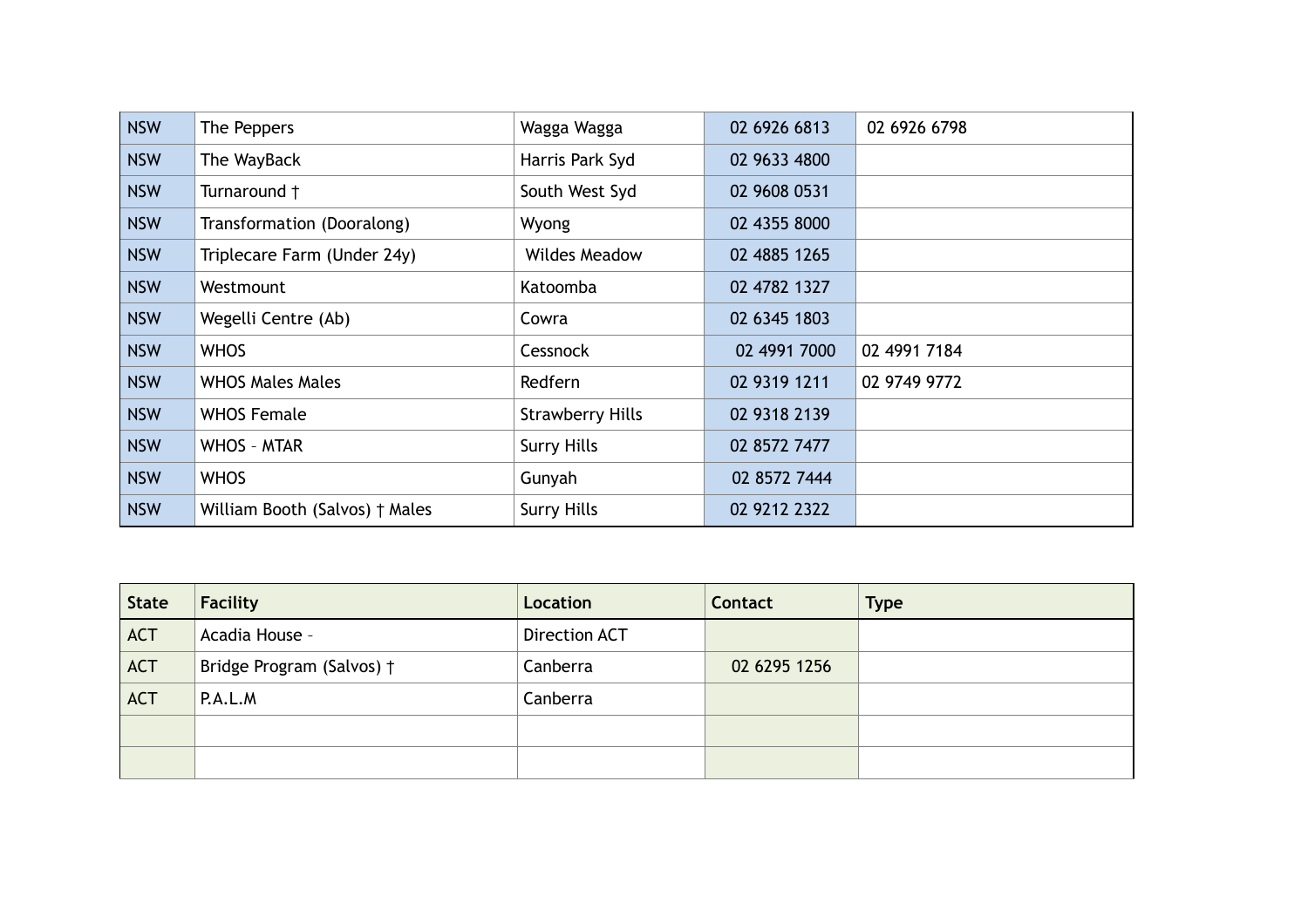| NSW | The Peppers | Wagga Wagga | 02 6926 6813 | 02 6926 6798 |
|---|---|---|---|---|
| NSW | The WayBack | Harris Park Syd | 02 9633 4800 | |
| NSW | Turnaround † | South West Syd | 02 9608 0531 | |
| NSW | Transformation (Dooralong) | Wyong | 02 4355 8000 | |
| NSW | Triplecare Farm (Under 24y) | Wildes Meadow | 02 4885 1265 | |
| NSW | Westmount | Katoomba | 02 4782 1327 | |
| NSW | Wegelli Centre (Ab) | Cowra | 02 6345 1803 | |
| NSW | WHOS | Cessnock | 02 4991 7000 | 02 4991 7184 |
| NSW | WHOS Males Males | Redfern | 02 9319 1211 | 02 9749 9772 |
| NSW | WHOS Female | Strawberry Hills | 02 9318 2139 | |
| NSW | WHOS – MTAR | Surry Hills | 02 8572 7477 | |
| NSW | WHOS | Gunyah | 02 8572 7444 | |
| NSW | William Booth (Salvos) † Males | Surry Hills | 02 9212 2322 | |

| State | Facility | Location | Contact | Type |
|---|---|---|---|---|
| ACT | Acadia House – | Direction ACT | | |
| ACT | Bridge Program (Salvos) † | Canberra | 02 6295 1256 | |
| ACT | P.A.L.M | Canberra | | |
| | | | | |
| | | | | |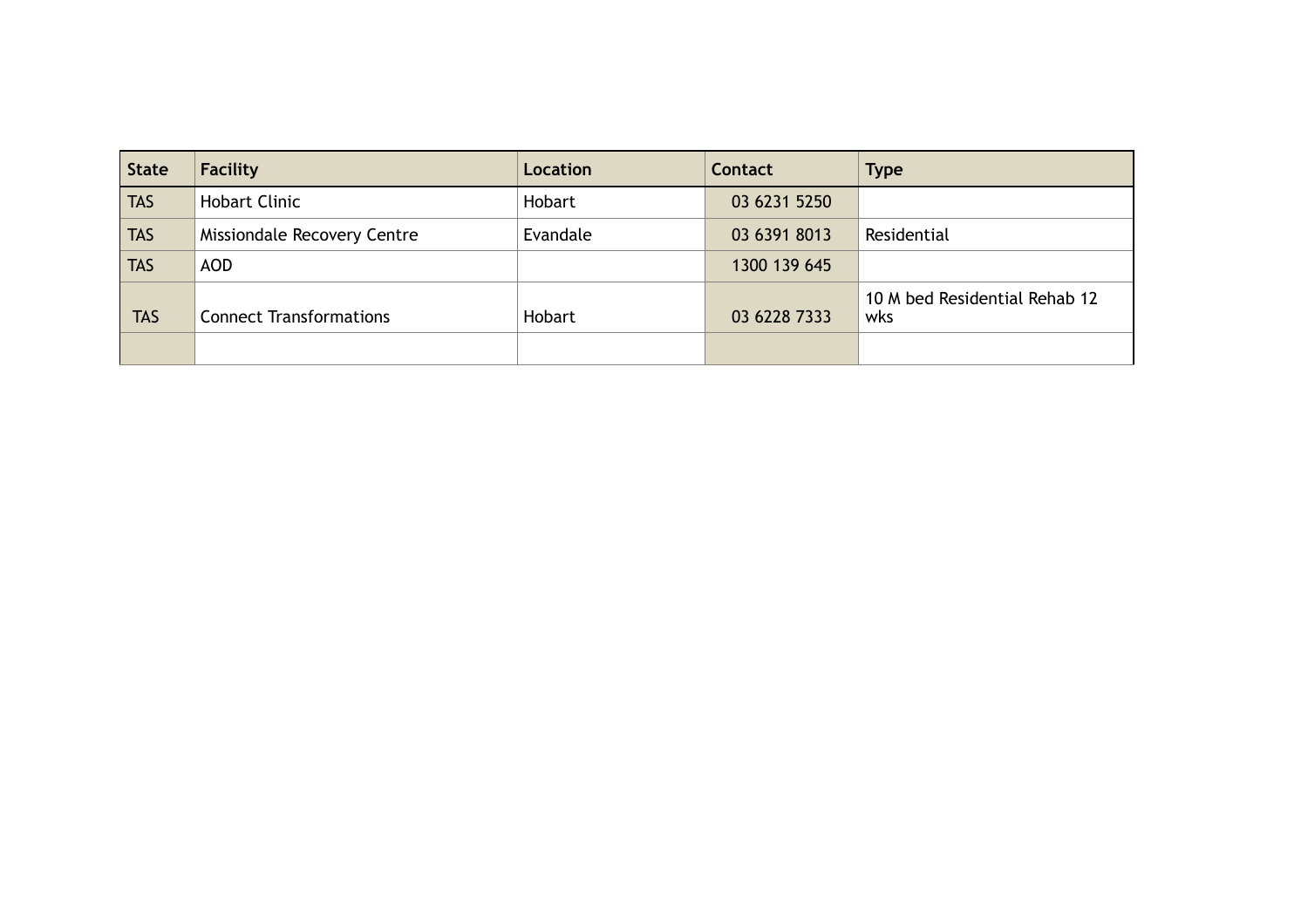| State | Facility | Location | Contact | Type |
|---|---|---|---|---|
| TAS | Hobart Clinic | Hobart | 03 6231 5250 | |
| TAS | Missiondale Recovery Centre | Evandale | 03 6391 8013 | Residential |
| TAS | AOD | | 1300 139 645 | |
| TAS | Connect Transformations | Hobart | 03 6228 7333 | 10 M bed Residential Rehab 12 wks |
| | | | | |